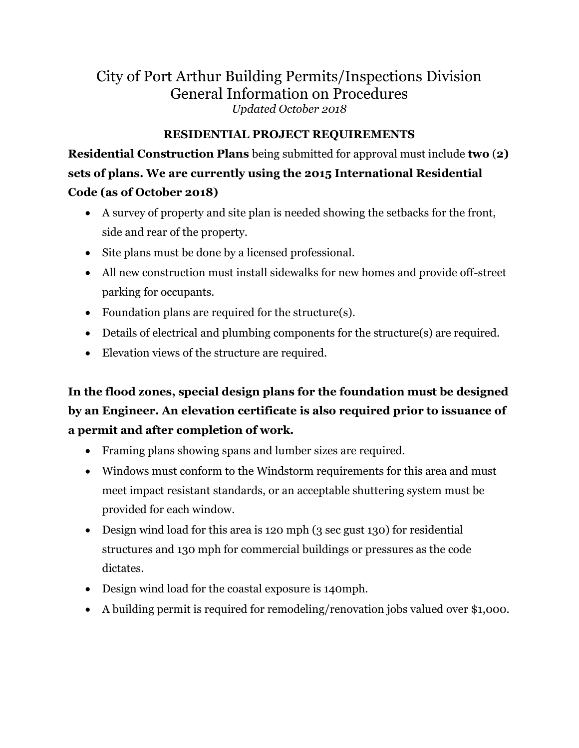# City of Port Arthur Building Permits/Inspections Division General Information on Procedures

*Updated October 2018*

## RESIDENTIAL PROJECT REQUIREMENTS

**Residential Construction Plans** being submitted for approval must include **two (2) sets of plans. We are currently using the 2015 International Residential Code (as of October 2018)**

- A survey of property and site plan is needed showing the setbacks for the front, side and rear of the property.
- Site plans must be done by a licensed professional.
- All new construction must install sidewalks for new homes and provide off-street parking for occupants.
- Foundation plans are required for the structure(s).
- Details of electrical and plumbing components for the structure(s) are required.
- Elevation views of the structure are required.

**In the flood zones, special design plans for the foundation must be designed by an Engineer. An elevation certificate is also required prior to issuance of a permit and after completion of work.**

- Framing plans showing spans and lumber sizes are required.
- Windows must conform to the Windstorm requirements for this area and must meet impact resistant standards, or an acceptable shuttering system must be provided for each window.
- Design wind load for this area is 120 mph (3 sec gust 130) for residential structures and 130 mph for commercial buildings or pressures as the code dictates.
- Design wind load for the coastal exposure is 140mph.
- A building permit is required for remodeling/renovation jobs valued over $1,000.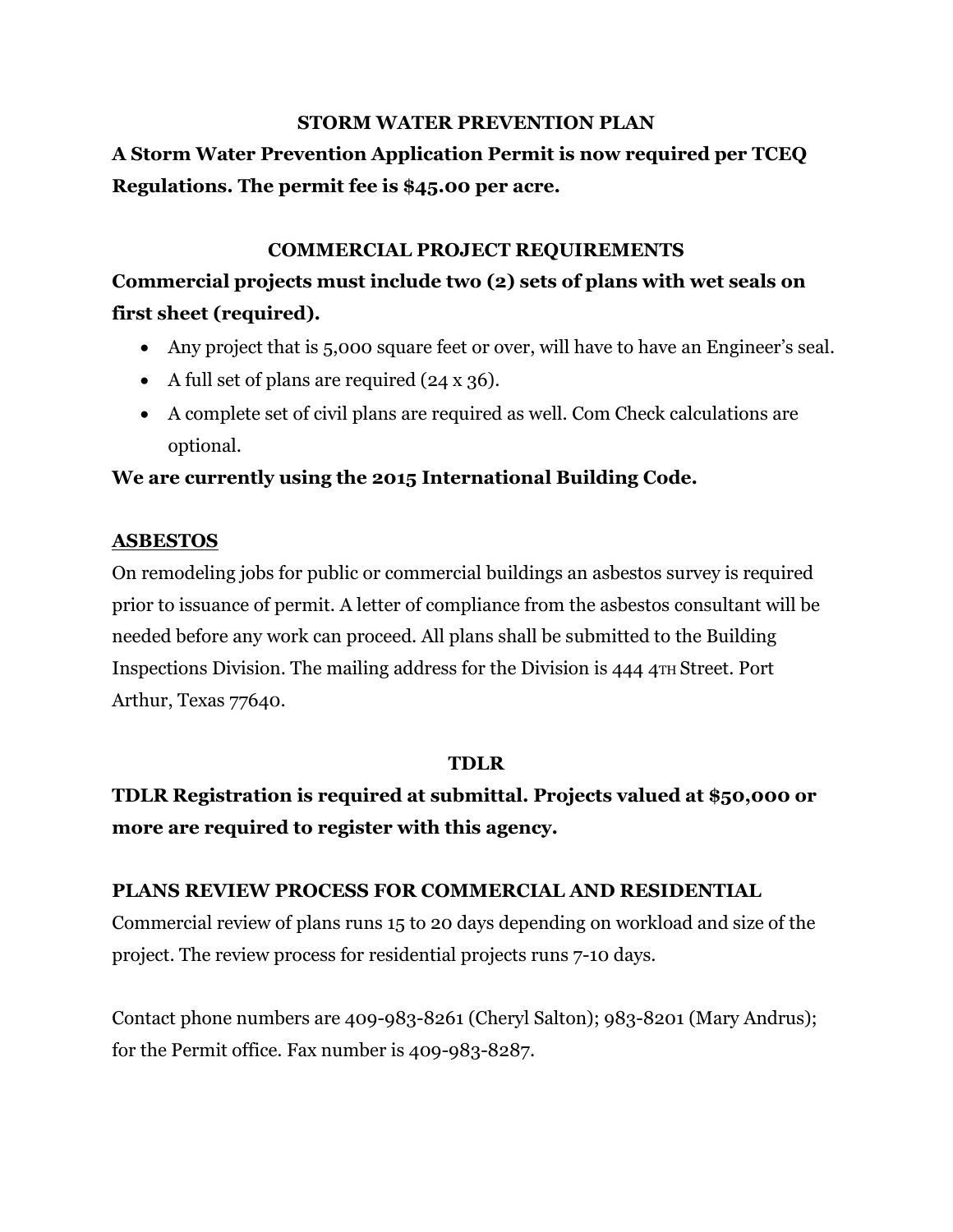## STORM WATER PREVENTION PLAN

**A Storm Water Prevention Application Permit is now required per TCEQ Regulations. The permit fee is $45.00 per acre.**

## COMMERCIAL PROJECT REQUIREMENTS

**Commercial projects must include two (2) sets of plans with wet seals on first sheet (required).**

- Any project that is 5,000 square feet or over, will have to have an Engineer's seal.
- A full set of plans are required (24 x 36).
- A complete set of civil plans are required as well. Com Check calculations are optional.

**We are currently using the 2015 International Building Code.**

## ASBESTOS

On remodeling jobs for public or commercial buildings an asbestos survey is required prior to issuance of permit. A letter of compliance from the asbestos consultant will be needed before any work can proceed. All plans shall be submitted to the Building Inspections Division. The mailing address for the Division is 444 4TH Street. Port Arthur, Texas 77640.

## TDLR

**TDLR Registration is required at submittal. Projects valued at $50,000 or more are required to register with this agency.**

## PLANS REVIEW PROCESS FOR COMMERCIAL AND RESIDENTIAL

Commercial review of plans runs 15 to 20 days depending on workload and size of the project. The review process for residential projects runs 7-10 days.

Contact phone numbers are 409-983-8261 (Cheryl Salton); 983-8201 (Mary Andrus); for the Permit office. Fax number is 409-983-8287.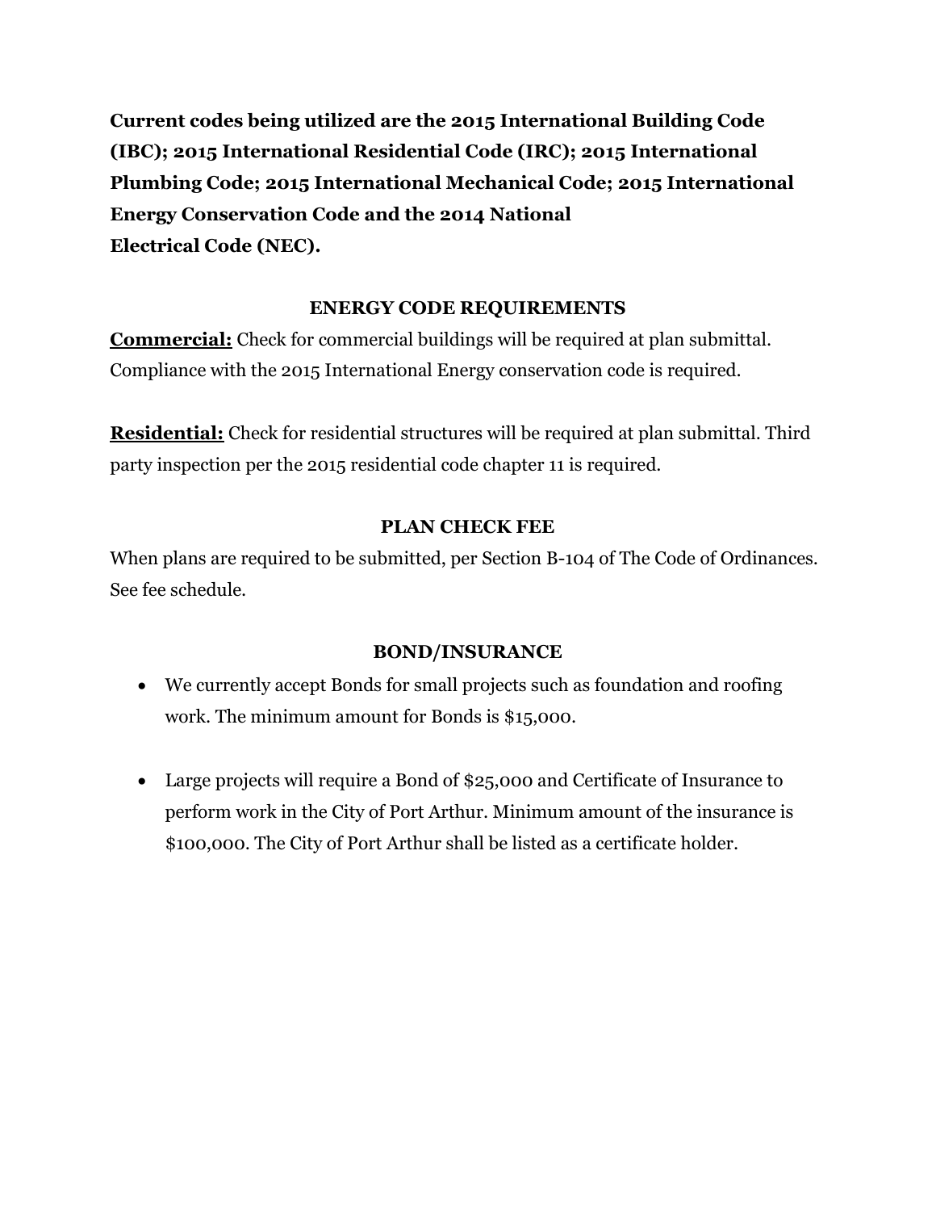**Current codes being utilized are the 2015 International Building Code (IBC); 2015 International Residential Code (IRC); 2015 International Plumbing Code; 2015 International Mechanical Code; 2015 International Energy Conservation Code and the 2014 National Electrical Code (NEC).**

## ENERGY CODE REQUIREMENTS

**Commercial:** Check for commercial buildings will be required at plan submittal. Compliance with the 2015 International Energy conservation code is required.

**Residential:** Check for residential structures will be required at plan submittal. Third party inspection per the 2015 residential code chapter 11 is required.

## PLAN CHECK FEE

When plans are required to be submitted, per Section B-104 of The Code of Ordinances. See fee schedule.

## BOND/INSURANCE

- We currently accept Bonds for small projects such as foundation and roofing work. The minimum amount for Bonds is $15,000.
- Large projects will require a Bond of $25,000 and Certificate of Insurance to perform work in the City of Port Arthur. Minimum amount of the insurance is $100,000. The City of Port Arthur shall be listed as a certificate holder.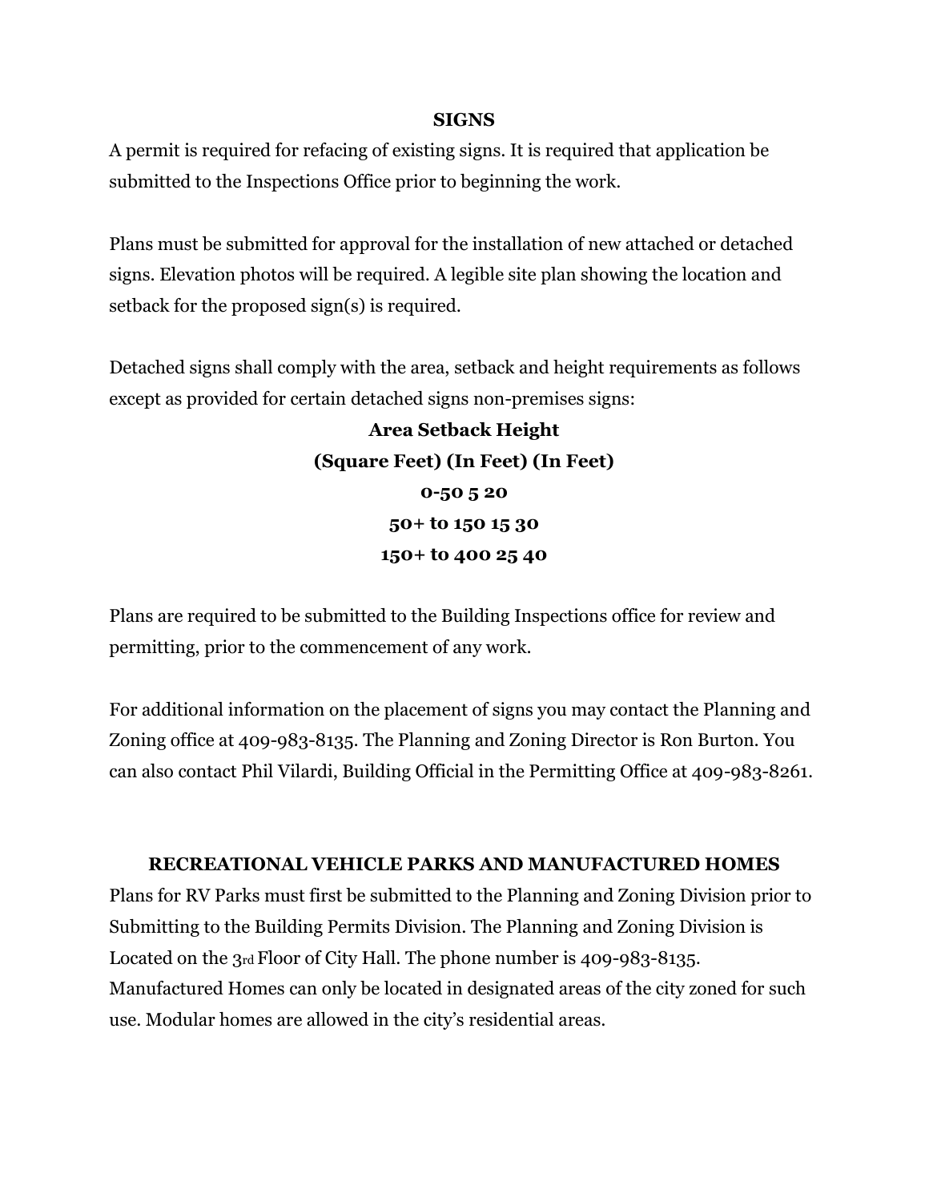## SIGNS

A permit is required for refacing of existing signs. It is required that application be submitted to the Inspections Office prior to beginning the work.

Plans must be submitted for approval for the installation of new attached or detached signs. Elevation photos will be required. A legible site plan showing the location and setback for the proposed sign(s) is required.

Detached signs shall comply with the area, setback and height requirements as follows except as provided for certain detached signs non-premises signs:

| Area (Square Feet) | Setback (In Feet) | Height (In Feet) |
|---|---|---|
| 0-50 | 5 | 20 |
| 50+ to 150 | 15 | 30 |
| 150+ to 400 | 25 | 40 |

Plans are required to be submitted to the Building Inspections office for review and permitting, prior to the commencement of any work.

For additional information on the placement of signs you may contact the Planning and Zoning office at 409-983-8135. The Planning and Zoning Director is Ron Burton. You can also contact Phil Vilardi, Building Official in the Permitting Office at 409-983-8261.

## RECREATIONAL VEHICLE PARKS AND MANUFACTURED HOMES

Plans for RV Parks must first be submitted to the Planning and Zoning Division prior to Submitting to the Building Permits Division. The Planning and Zoning Division is Located on the 3rd Floor of City Hall. The phone number is 409-983-8135. Manufactured Homes can only be located in designated areas of the city zoned for such use. Modular homes are allowed in the city's residential areas.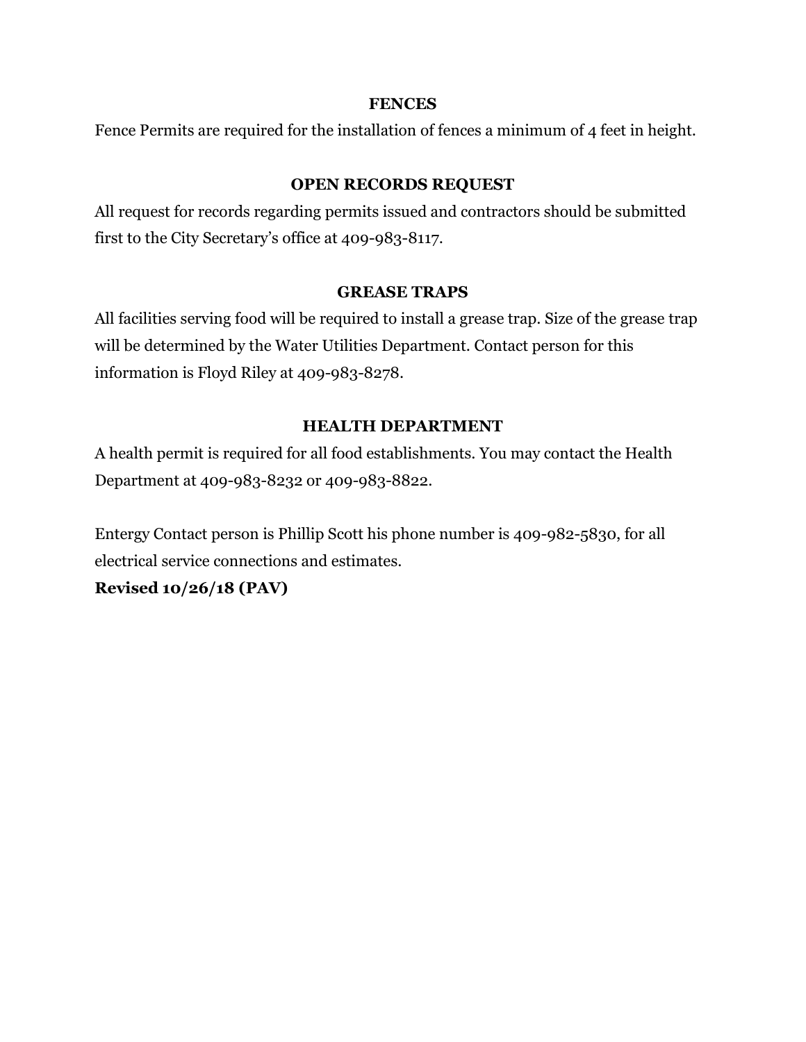## FENCES

Fence Permits are required for the installation of fences a minimum of 4 feet in height.

## OPEN RECORDS REQUEST

All request for records regarding permits issued and contractors should be submitted first to the City Secretary's office at 409-983-8117.

## GREASE TRAPS

All facilities serving food will be required to install a grease trap. Size of the grease trap will be determined by the Water Utilities Department. Contact person for this information is Floyd Riley at 409-983-8278.

## HEALTH DEPARTMENT

A health permit is required for all food establishments. You may contact the Health Department at 409-983-8232 or 409-983-8822.

Entergy Contact person is Phillip Scott his phone number is 409-982-5830, for all electrical service connections and estimates.

**Revised 10/26/18 (PAV)**